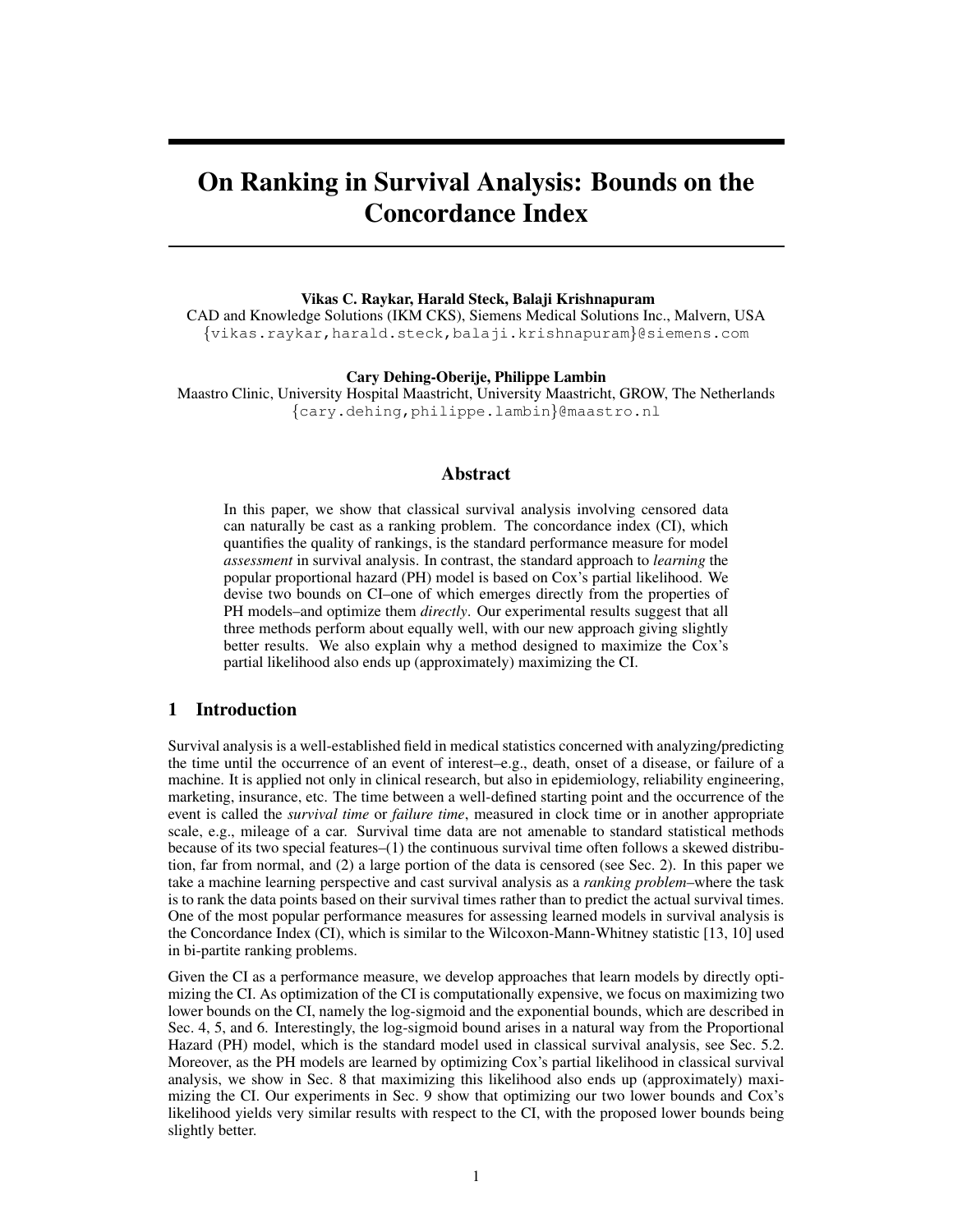# On Ranking in Survival Analysis: Bounds on the Concordance Index

**Vikas C. Raykar, Harald Steck, Balaji Krishnapuram**
CAD and Knowledge Solutions (IKM CKS), Siemens Medical Solutions Inc., Malvern, USA
{vikas.raykar,harald.steck,balaji.krishnapuram}@siemens.com

**Cary Dehing-Oberije, Philippe Lambin**
Maastro Clinic, University Hospital Maastricht, University Maastricht, GROW, The Netherlands
{cary.dehing,philippe.lambin}@maastro.nl

## Abstract

In this paper, we show that classical survival analysis involving censored data can naturally be cast as a ranking problem. The concordance index (CI), which quantifies the quality of rankings, is the standard performance measure for model *assessment* in survival analysis. In contrast, the standard approach to *learning* the popular proportional hazard (PH) model is based on Cox's partial likelihood. We devise two bounds on CI–one of which emerges directly from the properties of PH models–and optimize them *directly*. Our experimental results suggest that all three methods perform about equally well, with our new approach giving slightly better results. We also explain why a method designed to maximize the Cox's partial likelihood also ends up (approximately) maximizing the CI.

## 1 Introduction

Survival analysis is a well-established field in medical statistics concerned with analyzing/predicting the time until the occurrence of an event of interest–e.g., death, onset of a disease, or failure of a machine. It is applied not only in clinical research, but also in epidemiology, reliability engineering, marketing, insurance, etc. The time between a well-defined starting point and the occurrence of the event is called the *survival time* or *failure time*, measured in clock time or in another appropriate scale, e.g., mileage of a car. Survival time data are not amenable to standard statistical methods because of its two special features–(1) the continuous survival time often follows a skewed distribution, far from normal, and (2) a large portion of the data is censored (see Sec. 2). In this paper we take a machine learning perspective and cast survival analysis as a *ranking problem*–where the task is to rank the data points based on their survival times rather than to predict the actual survival times. One of the most popular performance measures for assessing learned models in survival analysis is the Concordance Index (CI), which is similar to the Wilcoxon-Mann-Whitney statistic [13, 10] used in bi-partite ranking problems.

Given the CI as a performance measure, we develop approaches that learn models by directly optimizing the CI. As optimization of the CI is computationally expensive, we focus on maximizing two lower bounds on the CI, namely the log-sigmoid and the exponential bounds, which are described in Sec. 4, 5, and 6. Interestingly, the log-sigmoid bound arises in a natural way from the Proportional Hazard (PH) model, which is the standard model used in classical survival analysis, see Sec. 5.2. Moreover, as the PH models are learned by optimizing Cox's partial likelihood in classical survival analysis, we show in Sec. 8 that maximizing this likelihood also ends up (approximately) maximizing the CI. Our experiments in Sec. 9 show that optimizing our two lower bounds and Cox's likelihood yields very similar results with respect to the CI, with the proposed lower bounds being slightly better.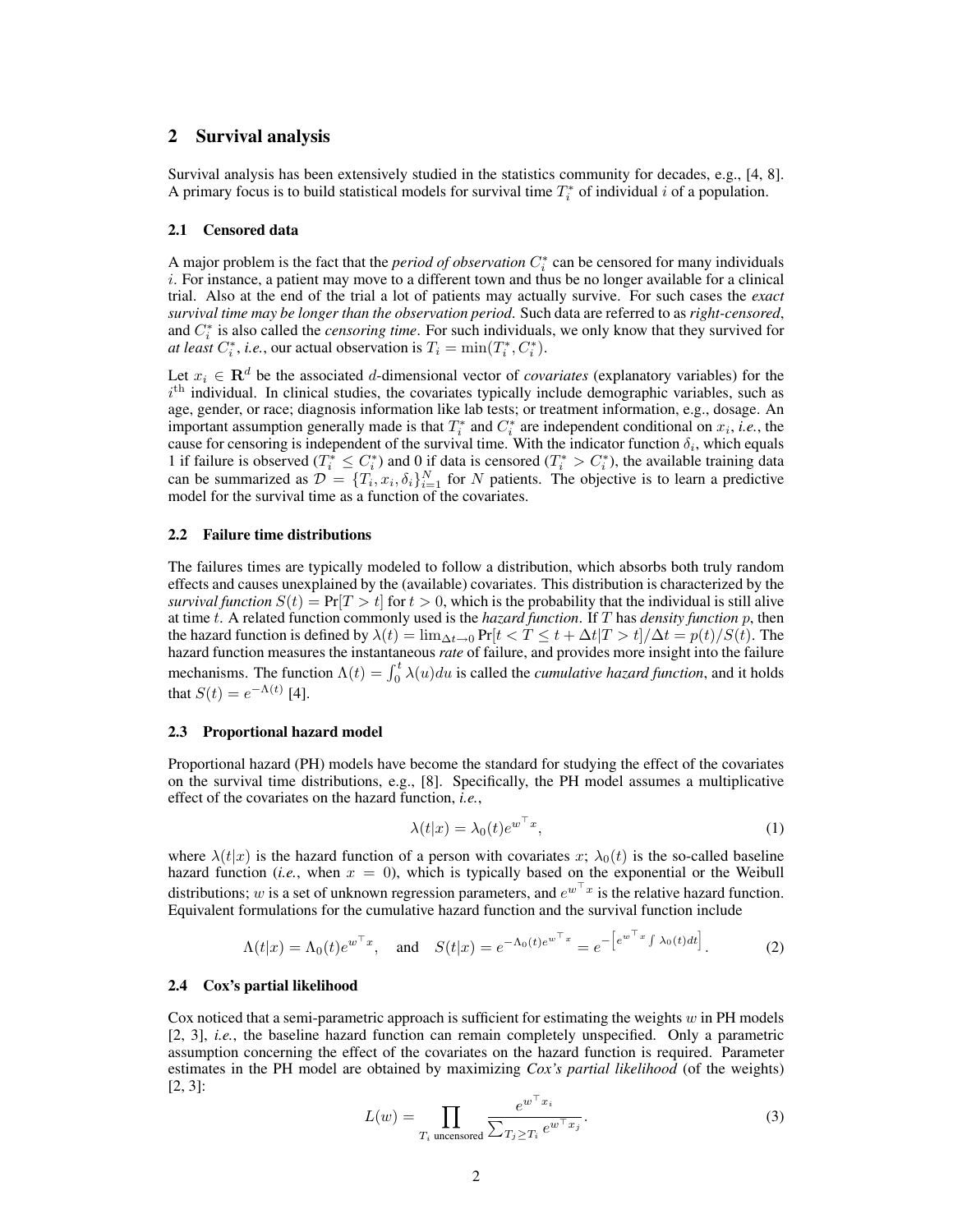## 2 Survival analysis

Survival analysis has been extensively studied in the statistics community for decades, e.g., [4, 8]. A primary focus is to build statistical models for survival time $T_i^*$ of individual $i$ of a population.

### 2.1 Censored data

A major problem is the fact that the *period of observation* $C_i^*$ can be censored for many individuals $i$. For instance, a patient may move to a different town and thus be no longer available for a clinical trial. Also at the end of the trial a lot of patients may actually survive. For such cases the *exact survival time may be longer than the observation period*. Such data are referred to as *right-censored*, and $C_i^*$ is also called the *censoring time*. For such individuals, we only know that they survived for *at least* $C_i^*$, *i.e.*, our actual observation is $T_i = \min(T_i^*, C_i^*)$.

Let $x_i \in \mathbf{R}^d$ be the associated $d$-dimensional vector of *covariates* (explanatory variables) for the $i^{\text{th}}$ individual. In clinical studies, the covariates typically include demographic variables, such as age, gender, or race; diagnosis information like lab tests; or treatment information, e.g., dosage. An important assumption generally made is that $T_i^*$ and $C_i^*$ are independent conditional on $x_i$, *i.e.*, the cause for censoring is independent of the survival time. With the indicator function $\delta_i$, which equals 1 if failure is observed ($T_i^* \leq C_i^*$) and 0 if data is censored ($T_i^* > C_i^*$), the available training data can be summarized as $\mathcal{D} = \{T_i, x_i, \delta_i\}_{i=1}^N$ for $N$ patients. The objective is to learn a predictive model for the survival time as a function of the covariates.

### 2.2 Failure time distributions

The failures times are typically modeled to follow a distribution, which absorbs both truly random effects and causes unexplained by the (available) covariates. This distribution is characterized by the *survival function* $S(t) = \Pr[T > t]$ for $t > 0$, which is the probability that the individual is still alive at time $t$. A related function commonly used is the *hazard function*. If $T$ has *density function* $p$, then the hazard function is defined by $\lambda(t) = \lim_{\Delta t \to 0} \Pr[t < T \leq t + \Delta t | T > t]/\Delta t = p(t)/S(t)$. The hazard function measures the instantaneous *rate* of failure, and provides more insight into the failure mechanisms. The function $\Lambda(t) = \int_0^t \lambda(u) du$ is called the *cumulative hazard function*, and it holds that $S(t) = e^{-\Lambda(t)}$ [4].

### 2.3 Proportional hazard model

Proportional hazard (PH) models have become the standard for studying the effect of the covariates on the survival time distributions, e.g., [8]. Specifically, the PH model assumes a multiplicative effect of the covariates on the hazard function, *i.e.*,

$$\lambda(t|x) = \lambda_0(t) e^{w^\top x}, \tag{1}$$

where $\lambda(t|x)$ is the hazard function of a person with covariates $x$; $\lambda_0(t)$ is the so-called baseline hazard function (*i.e.*, when $x = 0$), which is typically based on the exponential or the Weibull distributions; $w$ is a set of unknown regression parameters, and $e^{w^\top x}$ is the relative hazard function. Equivalent formulations for the cumulative hazard function and the survival function include

$$\Lambda(t|x) = \Lambda_0(t) e^{w^\top x}, \quad \text{and} \quad S(t|x) = e^{-\Lambda_0(t) e^{w^\top x}} = e^{-\left[e^{w^\top x} \int \lambda_0(t) dt\right]}. \tag{2}$$

### 2.4 Cox's partial likelihood

Cox noticed that a semi-parametric approach is sufficient for estimating the weights $w$ in PH models [2, 3], *i.e.*, the baseline hazard function can remain completely unspecified. Only a parametric assumption concerning the effect of the covariates on the hazard function is required. Parameter estimates in the PH model are obtained by maximizing *Cox's partial likelihood* (of the weights) [2, 3]:

$$L(w) = \prod_{T_i \text{ uncensored}} \frac{e^{w^\top x_i}}{\sum_{T_j \geq T_i} e^{w^\top x_j}}. \tag{3}$$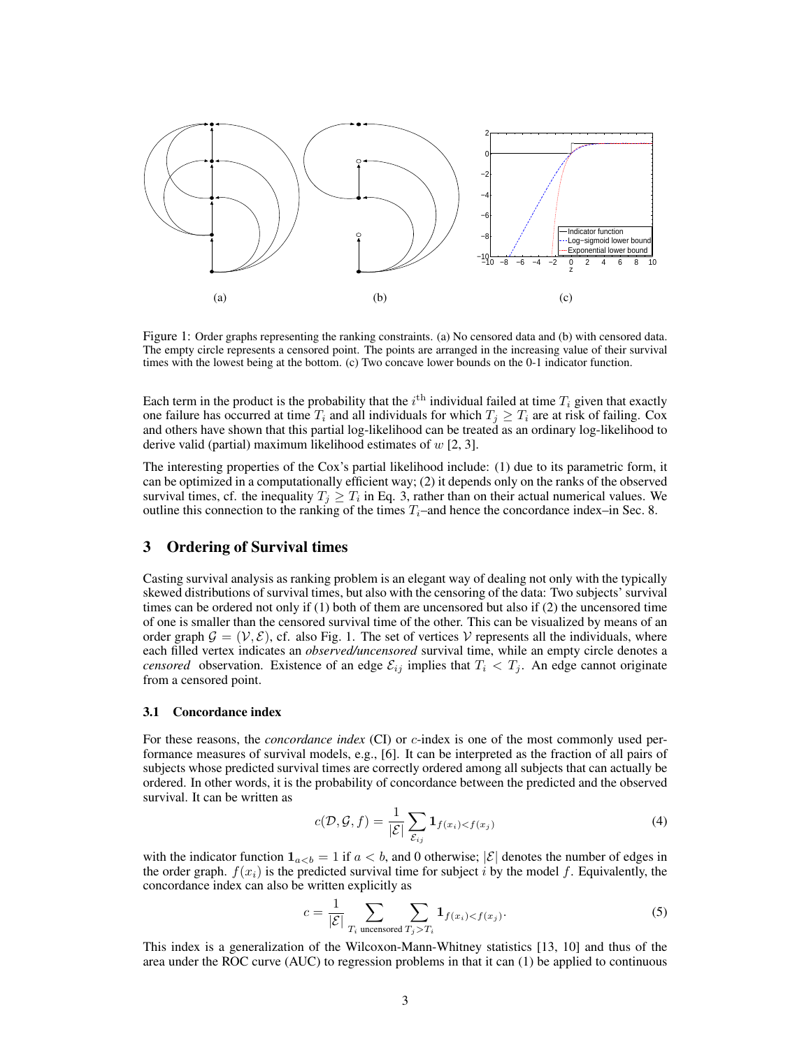Figure 1: Order graphs representing the ranking constraints. (a) No censored data and (b) with censored data. The empty circle represents a censored point. The points are arranged in the increasing value of their survival times with the lowest being at the bottom. (c) Two concave lower bounds on the 0-1 indicator function.

Each term in the product is the probability that the $i^{\text{th}}$ individual failed at time $T_i$ given that exactly one failure has occurred at time $T_i$ and all individuals for which $T_j \geq T_i$ are at risk of failing. Cox and others have shown that this partial log-likelihood can be treated as an ordinary log-likelihood to derive valid (partial) maximum likelihood estimates of $w$ [2, 3].

The interesting properties of the Cox's partial likelihood include: (1) due to its parametric form, it can be optimized in a computationally efficient way; (2) it depends only on the ranks of the observed survival times, cf. the inequality $T_j \geq T_i$ in Eq. 3, rather than on their actual numerical values. We outline this connection to the ranking of the times $T_i$–and hence the concordance index–in Sec. 8.

## 3 Ordering of Survival times

Casting survival analysis as ranking problem is an elegant way of dealing not only with the typically skewed distributions of survival times, but also with the censoring of the data: Two subjects' survival times can be ordered not only if (1) both of them are uncensored but also if (2) the uncensored time of one is smaller than the censored survival time of the other. This can be visualized by means of an order graph $\mathcal{G} = (\mathcal{V}, \mathcal{E})$, cf. also Fig. 1. The set of vertices $\mathcal{V}$ represents all the individuals, where each filled vertex indicates an *observed/uncensored* survival time, while an empty circle denotes a *censored* observation. Existence of an edge $\mathcal{E}_{ij}$ implies that $T_i < T_j$. An edge cannot originate from a censored point.

### 3.1 Concordance index

For these reasons, the *concordance index* (CI) or $c$-index is one of the most commonly used performance measures of survival models, e.g., [6]. It can be interpreted as the fraction of all pairs of subjects whose predicted survival times are correctly ordered among all subjects that can actually be ordered. In other words, it is the probability of concordance between the predicted and the observed survival. It can be written as

$$c(\mathcal{D}, \mathcal{G}, f) = \frac{1}{|\mathcal{E}|} \sum_{\mathcal{E}_{ij}} \mathbf{1}_{f(x_i) < f(x_j)} \tag{4}$$

with the indicator function $\mathbf{1}_{a<b} = 1$ if $a < b$, and 0 otherwise; $|\mathcal{E}|$ denotes the number of edges in the order graph. $f(x_i)$ is the predicted survival time for subject $i$ by the model $f$. Equivalently, the concordance index can also be written explicitly as

$$c = \frac{1}{|\mathcal{E}|} \sum_{T_i \text{ uncensored}} \sum_{T_j > T_i} \mathbf{1}_{f(x_i) < f(x_j)}. \tag{5}$$

This index is a generalization of the Wilcoxon-Mann-Whitney statistics [13, 10] and thus of the area under the ROC curve (AUC) to regression problems in that it can (1) be applied to continuous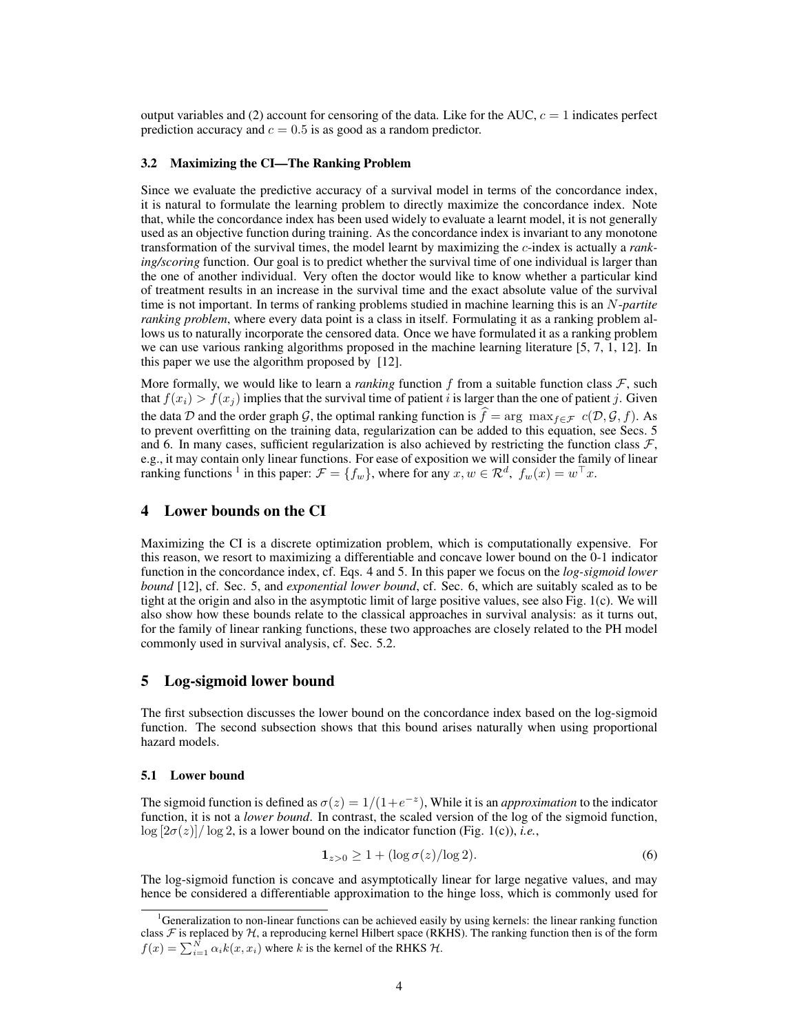output variables and (2) account for censoring of the data. Like for the AUC, $c = 1$ indicates perfect prediction accuracy and $c = 0.5$ is as good as a random predictor.

### 3.2 Maximizing the CI—The Ranking Problem

Since we evaluate the predictive accuracy of a survival model in terms of the concordance index, it is natural to formulate the learning problem to directly maximize the concordance index. Note that, while the concordance index has been used widely to evaluate a learnt model, it is not generally used as an objective function during training. As the concordance index is invariant to any monotone transformation of the survival times, the model learnt by maximizing the $c$-index is actually a *ranking/scoring* function. Our goal is to predict whether the survival time of one individual is larger than the one of another individual. Very often the doctor would like to know whether a particular kind of treatment results in an increase in the survival time and the exact absolute value of the survival time is not important. In terms of ranking problems studied in machine learning this is an *$N$-partite ranking problem*, where every data point is a class in itself. Formulating it as a ranking problem allows us to naturally incorporate the censored data. Once we have formulated it as a ranking problem we can use various ranking algorithms proposed in the machine learning literature [5, 7, 1, 12]. In this paper we use the algorithm proposed by [12].

More formally, we would like to learn a *ranking* function $f$ from a suitable function class $\mathcal{F}$, such that $f(x_i) > f(x_j)$ implies that the survival time of patient $i$ is larger than the one of patient $j$. Given the data $\mathcal{D}$ and the order graph $\mathcal{G}$, the optimal ranking function is $\widehat{f} = \arg\ \max_{f \in \mathcal{F}}\ c(\mathcal{D}, \mathcal{G}, f)$. As to prevent overfitting on the training data, regularization can be added to this equation, see Secs. 5 and 6. In many cases, sufficient regularization is also achieved by restricting the function class $\mathcal{F}$, e.g., it may contain only linear functions. For ease of exposition we will consider the family of linear ranking functions [1] in this paper: $\mathcal{F} = \{f_w\}$, where for any $x, w \in \mathcal{R}^d,\ f_w(x) = w^\top x$.

## 4 Lower bounds on the CI

Maximizing the CI is a discrete optimization problem, which is computationally expensive. For this reason, we resort to maximizing a differentiable and concave lower bound on the 0-1 indicator function in the concordance index, cf. Eqs. 4 and 5. In this paper we focus on the *log-sigmoid lower bound* [12], cf. Sec. 5, and *exponential lower bound*, cf. Sec. 6, which are suitably scaled as to be tight at the origin and also in the asymptotic limit of large positive values, see also Fig. 1(c). We will also show how these bounds relate to the classical approaches in survival analysis: as it turns out, for the family of linear ranking functions, these two approaches are closely related to the PH model commonly used in survival analysis, cf. Sec. 5.2.

## 5 Log-sigmoid lower bound

The first subsection discusses the lower bound on the concordance index based on the log-sigmoid function. The second subsection shows that this bound arises naturally when using proportional hazard models.

### 5.1 Lower bound

The sigmoid function is defined as $\sigma(z) = 1/(1+e^{-z})$, While it is an *approximation* to the indicator function, it is not a *lower bound*. In contrast, the scaled version of the log of the sigmoid function, $\log\left[2\sigma(z)\right]/\log 2$, is a lower bound on the indicator function (Fig. 1(c)), *i.e.*,

$$\mathbf{1}_{z>0} \geq 1 + (\log \sigma(z)/\log 2). \tag{6}$$

The log-sigmoid function is concave and asymptotically linear for large negative values, and may hence be considered a differentiable approximation to the hinge loss, which is commonly used for

[1] Generalization to non-linear functions can be achieved easily by using kernels: the linear ranking function class $\mathcal{F}$ is replaced by $\mathcal{H}$, a reproducing kernel Hilbert space (RKHS). The ranking function then is of the form $f(x) = \sum_{i=1}^{N} \alpha_i k(x, x_i)$ where $k$ is the kernel of the RHKS $\mathcal{H}$.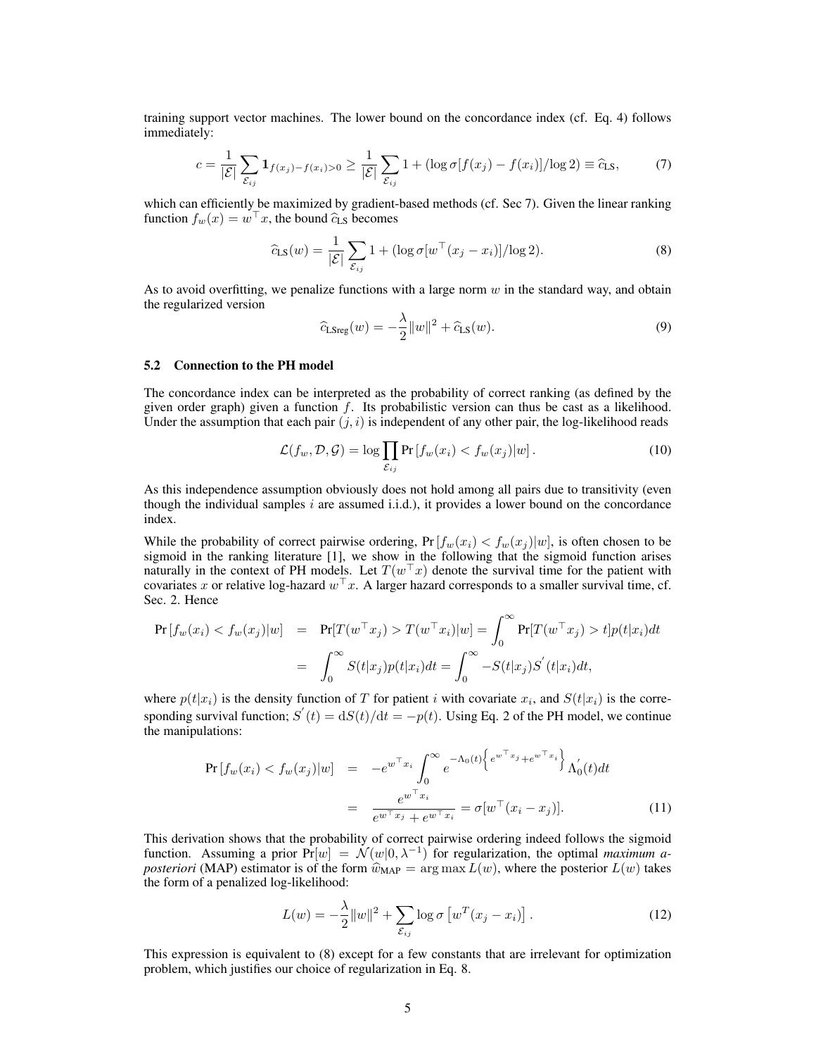training support vector machines. The lower bound on the concordance index (cf. Eq. 4) follows immediately:

$$c = \frac{1}{|\mathcal{E}|} \sum_{\mathcal{E}_{ij}} \mathbf{1}_{f(x_j)-f(x_i)>0} \geq \frac{1}{|\mathcal{E}|} \sum_{\mathcal{E}_{ij}} 1 + (\log \sigma[f(x_j) - f(x_i)]/\log 2) \equiv \widehat{c}_{\text{LS}}, \tag{7}$$

which can efficiently be maximized by gradient-based methods (cf. Sec 7). Given the linear ranking function $f_w(x) = w^\top x$, the bound $\widehat{c}_{\text{LS}}$ becomes

$$\widehat{c}_{\text{LS}}(w) = \frac{1}{|\mathcal{E}|} \sum_{\mathcal{E}_{ij}} 1 + (\log \sigma[w^\top (x_j - x_i)]/\log 2). \tag{8}$$

As to avoid overfitting, we penalize functions with a large norm $w$ in the standard way, and obtain the regularized version

$$\widehat{c}_{\text{LSreg}}(w) = -\frac{\lambda}{2}\|w\|^2 + \widehat{c}_{\text{LS}}(w). \tag{9}$$

### 5.2 Connection to the PH model

The concordance index can be interpreted as the probability of correct ranking (as defined by the given order graph) given a function $f$. Its probabilistic version can thus be cast as a likelihood. Under the assumption that each pair $(j, i)$ is independent of any other pair, the log-likelihood reads

$$\mathcal{L}(f_w, \mathcal{D}, \mathcal{G}) = \log \prod_{\mathcal{E}_{ij}} \Pr\left[f_w(x_i) < f_w(x_j)|w\right]. \tag{10}$$

As this independence assumption obviously does not hold among all pairs due to transitivity (even though the individual samples $i$ are assumed i.i.d.), it provides a lower bound on the concordance index.

While the probability of correct pairwise ordering, $\Pr\left[f_w(x_i) < f_w(x_j)|w\right]$, is often chosen to be sigmoid in the ranking literature [1], we show in the following that the sigmoid function arises naturally in the context of PH models. Let $T(w^\top x)$ denote the survival time for the patient with covariates $x$ or relative log-hazard $w^\top x$. A larger hazard corresponds to a smaller survival time, cf. Sec. 2. Hence

$$\begin{aligned}
\Pr\left[f_w(x_i) < f_w(x_j)|w\right] &= \Pr[T(w^\top x_j) > T(w^\top x_i)|w] = \int_0^\infty \Pr[T(w^\top x_j) > t]p(t|x_i)dt \\
&= \int_0^\infty S(t|x_j)p(t|x_i)dt = \int_0^\infty -S(t|x_j)S^{'}(t|x_i)dt,
\end{aligned}$$

where $p(t|x_i)$ is the density function of $T$ for patient $i$ with covariate $x_i$, and $S(t|x_i)$ is the corresponding survival function; $S^{'}(t) = \mathrm{d}S(t)/\mathrm{d}t = -p(t)$. Using Eq. 2 of the PH model, we continue the manipulations:

$$\begin{aligned}
\Pr\left[f_w(x_i) < f_w(x_j)|w\right] &= -e^{w^\top x_i} \int_0^\infty e^{-\Lambda_0(t)\left\{e^{w^\top x_j} + e^{w^\top x_i}\right\}} \Lambda_0^{'}(t)dt \\
&= \frac{e^{w^\top x_i}}{e^{w^\top x_j} + e^{w^\top x_i}} = \sigma[w^\top (x_i - x_j)].
\end{aligned} \tag{11}$$

This derivation shows that the probability of correct pairwise ordering indeed follows the sigmoid function. Assuming a prior $\Pr[w] = \mathcal{N}(w|0, \lambda^{-1})$ for regularization, the optimal *maximum a-posteriori* (MAP) estimator is of the form $\widehat{w}_{\text{MAP}} = \arg\max L(w)$, where the posterior $L(w)$ takes the form of a penalized log-likelihood:

$$L(w) = -\frac{\lambda}{2}\|w\|^2 + \sum_{\mathcal{E}_{ij}} \log \sigma\left[w^T (x_j - x_i)\right]. \tag{12}$$

This expression is equivalent to (8) except for a few constants that are irrelevant for optimization problem, which justifies our choice of regularization in Eq. 8.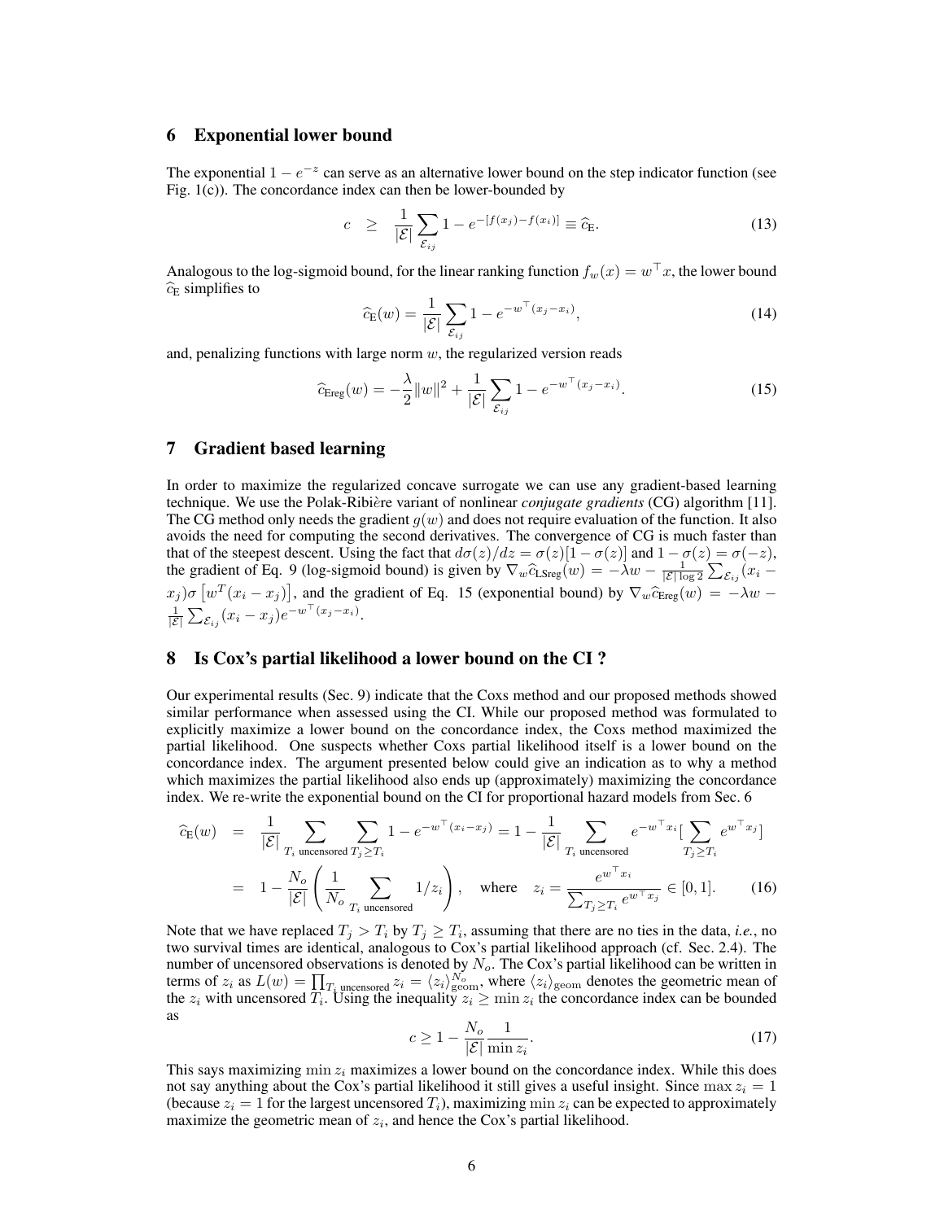## 6 Exponential lower bound

The exponential $1 - e^{-z}$ can serve as an alternative lower bound on the step indicator function (see Fig. 1(c)). The concordance index can then be lower-bounded by

$$c \quad \geq \quad \frac{1}{|\mathcal{E}|} \sum_{\mathcal{E}_{ij}} 1 - e^{-[f(x_j) - f(x_i)]} \equiv \widehat{c}_{\mathrm{E}}. \tag{13}$$

Analogous to the log-sigmoid bound, for the linear ranking function $f_w(x) = w^\top x$, the lower bound $\widehat{c}_{\mathrm{E}}$ simplifies to

$$\widehat{c}_{\mathrm{E}}(w) = \frac{1}{|\mathcal{E}|} \sum_{\mathcal{E}_{ij}} 1 - e^{-w^\top (x_j - x_i)}, \tag{14}$$

and, penalizing functions with large norm $w$, the regularized version reads

$$\widehat{c}_{\mathrm{Ereg}}(w) = -\frac{\lambda}{2} \|w\|^2 + \frac{1}{|\mathcal{E}|} \sum_{\mathcal{E}_{ij}} 1 - e^{-w^\top (x_j - x_i)}. \tag{15}$$

## 7 Gradient based learning

In order to maximize the regularized concave surrogate we can use any gradient-based learning technique. We use the Polak-Ribière variant of nonlinear *conjugate gradients* (CG) algorithm [11]. The CG method only needs the gradient $g(w)$ and does not require evaluation of the function. It also avoids the need for computing the second derivatives. The convergence of CG is much faster than that of the steepest descent. Using the fact that $d\sigma(z)/dz = \sigma(z)[1 - \sigma(z)]$ and $1 - \sigma(z) = \sigma(-z)$, the gradient of Eq. 9 (log-sigmoid bound) is given by $\nabla_w \widehat{c}_{\mathrm{LSreg}}(w) = -\lambda w - \frac{1}{|\mathcal{E}| \log 2} \sum_{\mathcal{E}_{ij}} (x_i - x_j) \sigma \left[ w^T (x_i - x_j) \right]$, and the gradient of Eq. 15 (exponential bound) by $\nabla_w \widehat{c}_{\mathrm{Ereg}}(w) = -\lambda w - \frac{1}{|\mathcal{E}|} \sum_{\mathcal{E}_{ij}} (x_i - x_j) e^{-w^\top (x_j - x_i)}$.

## 8 Is Cox's partial likelihood a lower bound on the CI ?

Our experimental results (Sec. 9) indicate that the Coxs method and our proposed methods showed similar performance when assessed using the CI. While our proposed method was formulated to explicitly maximize a lower bound on the concordance index, the Coxs method maximized the partial likelihood. One suspects whether Coxs partial likelihood itself is a lower bound on the concordance index. The argument presented below could give an indication as to why a method which maximizes the partial likelihood also ends up (approximately) maximizing the concordance index. We re-write the exponential bound on the CI for proportional hazard models from Sec. 6

$$\begin{aligned}
\widehat{c}_{\mathrm{E}}(w) &= \frac{1}{|\mathcal{E}|} \sum_{T_i \text{ uncensored}} \sum_{T_j \geq T_i} 1 - e^{-w^\top (x_i - x_j)} = 1 - \frac{1}{|\mathcal{E}|} \sum_{T_i \text{ uncensored}} e^{-w^\top x_i} [ \sum_{T_j \geq T_i} e^{w^\top x_j} ] \\
&= 1 - \frac{N_o}{|\mathcal{E}|} \left( \frac{1}{N_o} \sum_{T_i \text{ uncensored}} 1/z_i \right), \quad \text{where} \quad z_i = \frac{e^{w^\top x_i}}{\sum_{T_j \geq T_i} e^{w^\top x_j}} \in [0, 1].
\end{aligned} \tag{16}$$

Note that we have replaced $T_j > T_i$ by $T_j \geq T_i$, assuming that there are no ties in the data, *i.e.*, no two survival times are identical, analogous to Cox's partial likelihood approach (cf. Sec. 2.4). The number of uncensored observations is denoted by $N_o$. The Cox's partial likelihood can be written in terms of $z_i$ as $L(w) = \prod_{T_i \text{ uncensored}} z_i = \langle z_i \rangle_{\mathrm{geom}}^{N_o}$, where $\langle z_i \rangle_{\mathrm{geom}}$ denotes the geometric mean of the $z_i$ with uncensored $T_i$. Using the inequality $z_i \geq \min z_i$ the concordance index can be bounded as

$$c \geq 1 - \frac{N_o}{|\mathcal{E}|} \frac{1}{\min z_i}. \tag{17}$$

This says maximizing $\min z_i$ maximizes a lower bound on the concordance index. While this does not say anything about the Cox's partial likelihood it still gives a useful insight. Since $\max z_i = 1$ (because $z_i = 1$ for the largest uncensored $T_i$), maximizing $\min z_i$ can be expected to approximately maximize the geometric mean of $z_i$, and hence the Cox's partial likelihood.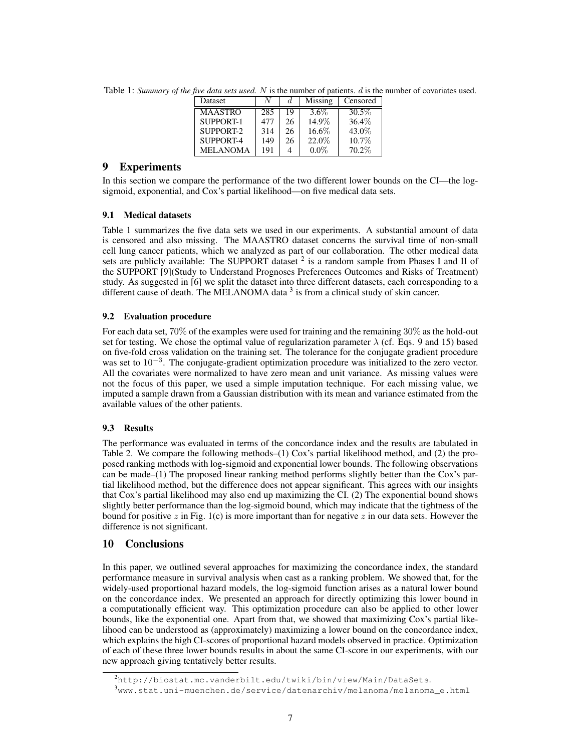Table 1: *Summary of the five data sets used. $N$ is the number of patients. $d$ is the number of covariates used.*

| Dataset | $N$ | $d$ | Missing | Censored |
|---|---|---|---|---|
| MAASTRO | 285 | 19 | 3.6% | 30.5% |
| SUPPORT-1 | 477 | 26 | 14.9% | 36.4% |
| SUPPORT-2 | 314 | 26 | 16.6% | 43.0% |
| SUPPORT-4 | 149 | 26 | 22.0% | 10.7% |
| MELANOMA | 191 | 4 | 0.0% | 70.2% |

# 9 Experiments

In this section we compare the performance of the two different lower bounds on the CI—the log-sigmoid, exponential, and Cox's partial likelihood—on five medical data sets.

## 9.1 Medical datasets

Table 1 summarizes the five data sets we used in our experiments. A substantial amount of data is censored and also missing. The MAASTRO dataset concerns the survival time of non-small cell lung cancer patients, which we analyzed as part of our collaboration. The other medical data sets are publicly available: The SUPPORT dataset [2] is a random sample from Phases I and II of the SUPPORT [9](Study to Understand Prognoses Preferences Outcomes and Risks of Treatment) study. As suggested in [6] we split the dataset into three different datasets, each corresponding to a different cause of death. The MELANOMA data [3] is from a clinical study of skin cancer.

## 9.2 Evaluation procedure

For each data set, 70% of the examples were used for training and the remaining 30% as the hold-out set for testing. We chose the optimal value of regularization parameter $\lambda$ (cf. Eqs. 9 and 15) based on five-fold cross validation on the training set. The tolerance for the conjugate gradient procedure was set to $10^{-3}$. The conjugate-gradient optimization procedure was initialized to the zero vector. All the covariates were normalized to have zero mean and unit variance. As missing values were not the focus of this paper, we used a simple imputation technique. For each missing value, we imputed a sample drawn from a Gaussian distribution with its mean and variance estimated from the available values of the other patients.

## 9.3 Results

The performance was evaluated in terms of the concordance index and the results are tabulated in Table 2. We compare the following methods–(1) Cox's partial likelihood method, and (2) the proposed ranking methods with log-sigmoid and exponential lower bounds. The following observations can be made–(1) The proposed linear ranking method performs slightly better than the Cox's partial likelihood method, but the difference does not appear significant. This agrees with our insights that Cox's partial likelihood may also end up maximizing the CI. (2) The exponential bound shows slightly better performance than the log-sigmoid bound, which may indicate that the tightness of the bound for positive $z$ in Fig. 1(c) is more important than for negative $z$ in our data sets. However the difference is not significant.

# 10 Conclusions

In this paper, we outlined several approaches for maximizing the concordance index, the standard performance measure in survival analysis when cast as a ranking problem. We showed that, for the widely-used proportional hazard models, the log-sigmoid function arises as a natural lower bound on the concordance index. We presented an approach for directly optimizing this lower bound in a computationally efficient way. This optimization procedure can also be applied to other lower bounds, like the exponential one. Apart from that, we showed that maximizing Cox's partial likelihood can be understood as (approximately) maximizing a lower bound on the concordance index, which explains the high CI-scores of proportional hazard models observed in practice. Optimization of each of these three lower bounds results in about the same CI-score in our experiments, with our new approach giving tentatively better results.

[2] http://biostat.mc.vanderbilt.edu/twiki/bin/view/Main/DataSets.

[3] www.stat.uni-muenchen.de/service/datenarchiv/melanoma/melanoma_e.html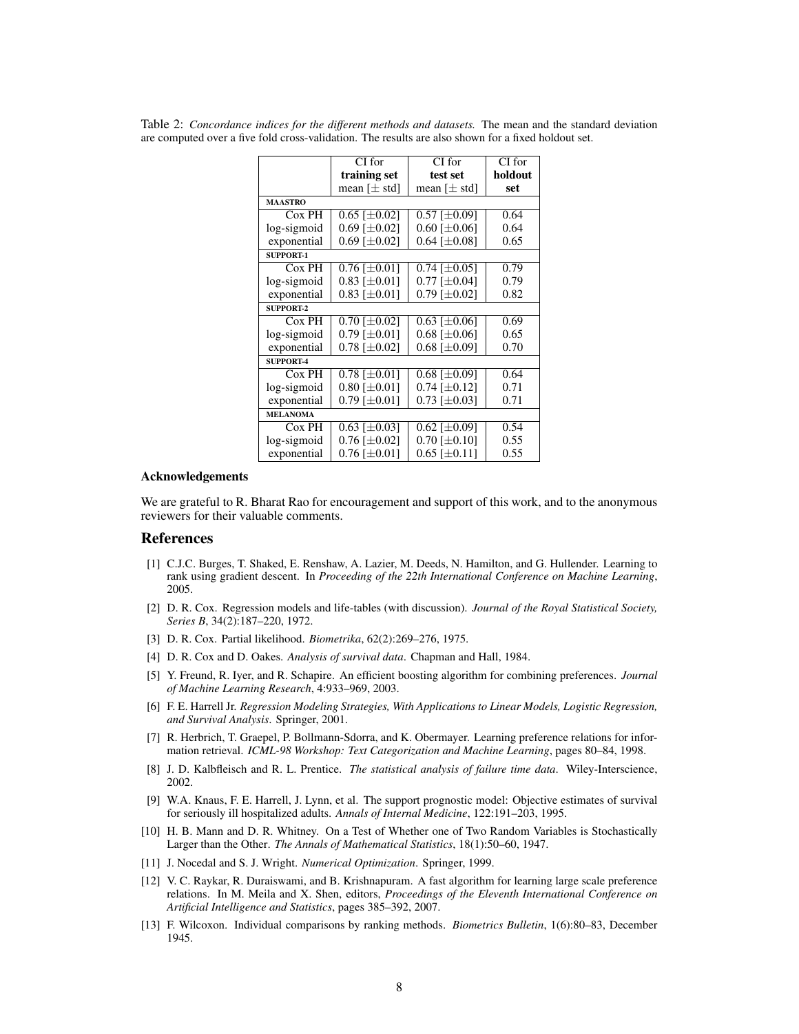Table 2: *Concordance indices for the different methods and datasets.* The mean and the standard deviation are computed over a five fold cross-validation. The results are also shown for a fixed holdout set.

| | CI for **training set** mean [± std] | CI for **test set** mean [± std] | CI for **holdout set** |
|---|---|---|---|
| **MAASTRO** | | | |
| Cox PH | 0.65 [±0.02] | 0.57 [±0.09] | 0.64 |
| log-sigmoid | 0.69 [±0.02] | 0.60 [±0.06] | 0.64 |
| exponential | 0.69 [±0.02] | 0.64 [±0.08] | 0.65 |
| **SUPPORT-1** | | | |
| Cox PH | 0.76 [±0.01] | 0.74 [±0.05] | 0.79 |
| log-sigmoid | 0.83 [±0.01] | 0.77 [±0.04] | 0.79 |
| exponential | 0.83 [±0.01] | 0.79 [±0.02] | 0.82 |
| **SUPPORT-2** | | | |
| Cox PH | 0.70 [±0.02] | 0.63 [±0.06] | 0.69 |
| log-sigmoid | 0.79 [±0.01] | 0.68 [±0.06] | 0.65 |
| exponential | 0.78 [±0.02] | 0.68 [±0.09] | 0.70 |
| **SUPPORT-4** | | | |
| Cox PH | 0.78 [±0.01] | 0.68 [±0.09] | 0.64 |
| log-sigmoid | 0.80 [±0.01] | 0.74 [±0.12] | 0.71 |
| exponential | 0.79 [±0.01] | 0.73 [±0.03] | 0.71 |
| **MELANOMA** | | | |
| Cox PH | 0.63 [±0.03] | 0.62 [±0.09] | 0.54 |
| log-sigmoid | 0.76 [±0.02] | 0.70 [±0.10] | 0.55 |
| exponential | 0.76 [±0.01] | 0.65 [±0.11] | 0.55 |

### Acknowledgements

We are grateful to R. Bharat Rao for encouragement and support of this work, and to the anonymous reviewers for their valuable comments.

## References

[1] C.J.C. Burges, T. Shaked, E. Renshaw, A. Lazier, M. Deeds, N. Hamilton, and G. Hullender. Learning to rank using gradient descent. In *Proceeding of the 22th International Conference on Machine Learning*, 2005.

[2] D. R. Cox. Regression models and life-tables (with discussion). *Journal of the Royal Statistical Society, Series B*, 34(2):187–220, 1972.

[3] D. R. Cox. Partial likelihood. *Biometrika*, 62(2):269–276, 1975.

[4] D. R. Cox and D. Oakes. *Analysis of survival data*. Chapman and Hall, 1984.

[5] Y. Freund, R. Iyer, and R. Schapire. An efficient boosting algorithm for combining preferences. *Journal of Machine Learning Research*, 4:933–969, 2003.

[6] F. E. Harrell Jr. *Regression Modeling Strategies, With Applications to Linear Models, Logistic Regression, and Survival Analysis*. Springer, 2001.

[7] R. Herbrich, T. Graepel, P. Bollmann-Sdorra, and K. Obermayer. Learning preference relations for information retrieval. *ICML-98 Workshop: Text Categorization and Machine Learning*, pages 80–84, 1998.

[8] J. D. Kalbfleisch and R. L. Prentice. *The statistical analysis of failure time data*. Wiley-Interscience, 2002.

[9] W.A. Knaus, F. E. Harrell, J. Lynn, et al. The support prognostic model: Objective estimates of survival for seriously ill hospitalized adults. *Annals of Internal Medicine*, 122:191–203, 1995.

[10] H. B. Mann and D. R. Whitney. On a Test of Whether one of Two Random Variables is Stochastically Larger than the Other. *The Annals of Mathematical Statistics*, 18(1):50–60, 1947.

[11] J. Nocedal and S. J. Wright. *Numerical Optimization*. Springer, 1999.

[12] V. C. Raykar, R. Duraiswami, and B. Krishnapuram. A fast algorithm for learning large scale preference relations. In M. Meila and X. Shen, editors, *Proceedings of the Eleventh International Conference on Artificial Intelligence and Statistics*, pages 385–392, 2007.

[13] F. Wilcoxon. Individual comparisons by ranking methods. *Biometrics Bulletin*, 1(6):80–83, December 1945.